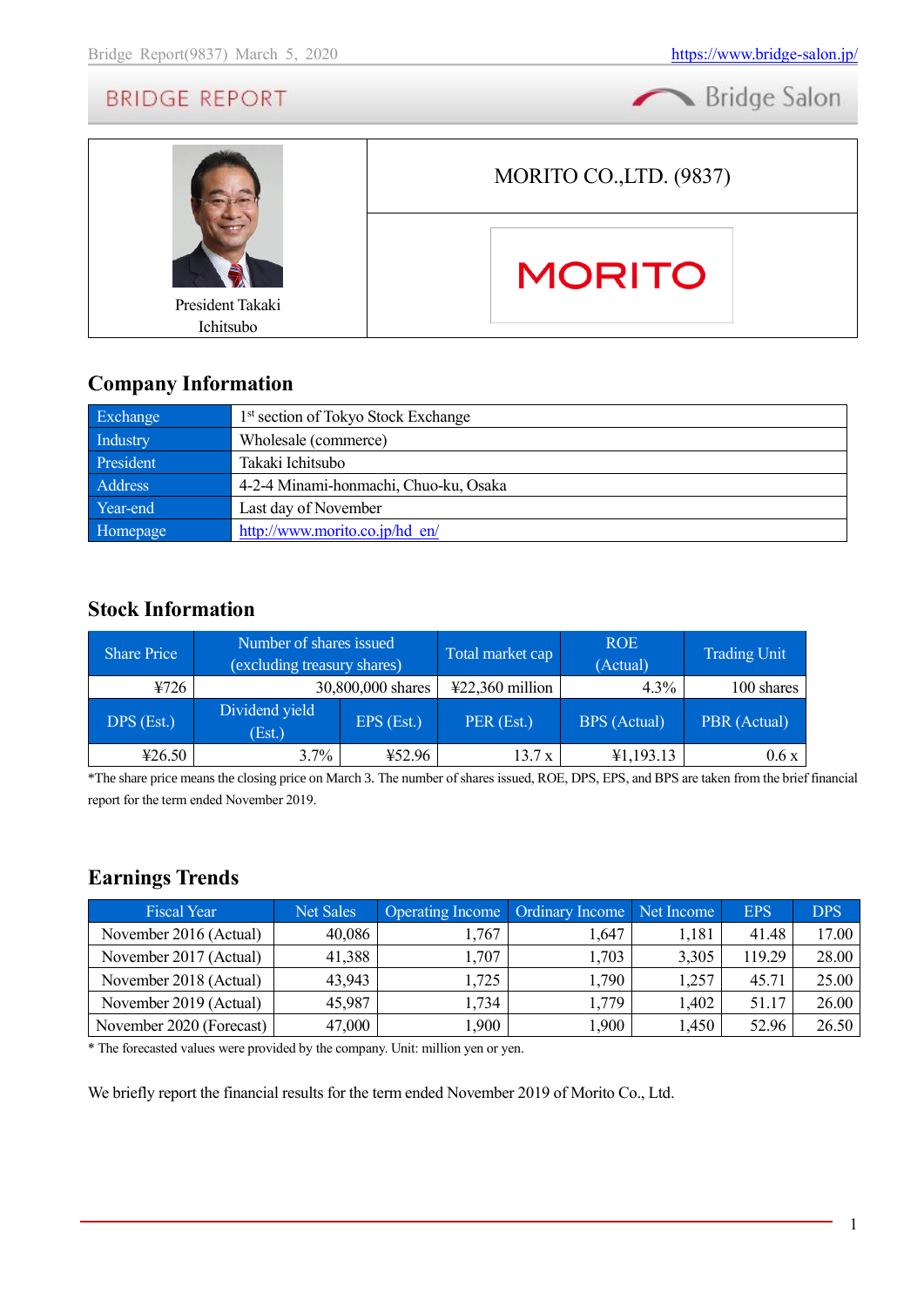| President Takaki Ichitsubo | MORITO CO.,LTD. (9837) |
|---|---|

## Company Information

| | |
|---|---|
| Exchange | 1st section of Tokyo Stock Exchange |
| Industry | Wholesale (commerce) |
| President | Takaki Ichitsubo |
| Address | 4-2-4 Minami-honmachi, Chuo-ku, Osaka |
| Year-end | Last day of November |
| Homepage | http://www.morito.co.jp/hd_en/ |

## Stock Information

| Share Price | Number of shares issued (excluding treasury shares) | | Total market cap | ROE (Actual) | Trading Unit |
|---|---|---|---|---|---|
| ¥726 | 30,800,000 shares | | ¥22,360 million | 4.3% | 100 shares |
| **DPS (Est.)** | **Dividend yield (Est.)** | **EPS (Est.)** | **PER (Est.)** | **BPS (Actual)** | **PBR (Actual)** |
| ¥26.50 | 3.7% | ¥52.96 | 13.7 x | ¥1,193.13 | 0.6 x |

*The share price means the closing price on March 3. The number of shares issued, ROE, DPS, EPS, and BPS are taken from the brief financial report for the term ended November 2019.

## Earnings Trends

| Fiscal Year | Net Sales | Operating Income | Ordinary Income | Net Income | EPS | DPS |
|---|---|---|---|---|---|---|
| November 2016 (Actual) | 40,086 | 1,767 | 1,647 | 1,181 | 41.48 | 17.00 |
| November 2017 (Actual) | 41,388 | 1,707 | 1,703 | 3,305 | 119.29 | 28.00 |
| November 2018 (Actual) | 43,943 | 1,725 | 1,790 | 1,257 | 45.71 | 25.00 |
| November 2019 (Actual) | 45,987 | 1,734 | 1,779 | 1,402 | 51.17 | 26.00 |
| November 2020 (Forecast) | 47,000 | 1,900 | 1,900 | 1,450 | 52.96 | 26.50 |

* The forecasted values were provided by the company. Unit: million yen or yen.

We briefly report the financial results for the term ended November 2019 of Morito Co., Ltd.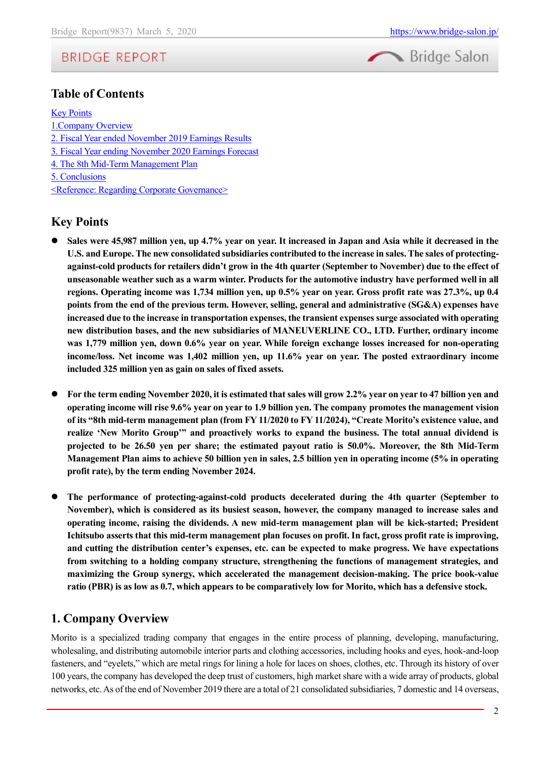## Table of Contents

[Key Points](#)
[1.Company Overview](#)
[2. Fiscal Year ended November 2019 Earnings Results](#)
[3. Fiscal Year ending November 2020 Earnings Forecast](#)
[4. The 8th Mid-Term Management Plan](#)
[5. Conclusions](#)
[<Reference: Regarding Corporate Governance>](#)

## Key Points

- **Sales were 45,987 million yen, up 4.7% year on year. It increased in Japan and Asia while it decreased in the U.S. and Europe. The new consolidated subsidiaries contributed to the increase in sales. The sales of protecting-against-cold products for retailers didn't grow in the 4th quarter (September to November) due to the effect of unseasonable weather such as a warm winter. Products for the automotive industry have performed well in all regions. Operating income was 1,734 million yen, up 0.5% year on year. Gross profit rate was 27.3%, up 0.4 points from the end of the previous term. However, selling, general and administrative (SG&A) expenses have increased due to the increase in transportation expenses, the transient expenses surge associated with operating new distribution bases, and the new subsidiaries of MANEUVERLINE CO., LTD. Further, ordinary income was 1,779 million yen, down 0.6% year on year. While foreign exchange losses increased for non-operating income/loss. Net income was 1,402 million yen, up 11.6% year on year. The posted extraordinary income included 325 million yen as gain on sales of fixed assets.**

- **For the term ending November 2020, it is estimated that sales will grow 2.2% year on year to 47 billion yen and operating income will rise 9.6% year on year to 1.9 billion yen. The company promotes the management vision of its "8th mid-term management plan (from FY 11/2020 to FY 11/2024), "Create Morito's existence value, and realize 'New Morito Group'" and proactively works to expand the business. The total annual dividend is projected to be 26.50 yen per share; the estimated payout ratio is 50.0%. Moreover, the 8th Mid-Term Management Plan aims to achieve 50 billion yen in sales, 2.5 billion yen in operating income (5% in operating profit rate), by the term ending November 2024.**

- **The performance of protecting-against-cold products decelerated during the 4th quarter (September to November), which is considered as its busiest season, however, the company managed to increase sales and operating income, raising the dividends. A new mid-term management plan will be kick-started; President Ichitsubo asserts that this mid-term management plan focuses on profit. In fact, gross profit rate is improving, and cutting the distribution center's expenses, etc. can be expected to make progress. We have expectations from switching to a holding company structure, strengthening the functions of management strategies, and maximizing the Group synergy, which accelerated the management decision-making. The price book-value ratio (PBR) is as low as 0.7, which appears to be comparatively low for Morito, which has a defensive stock.**

## 1. Company Overview

Morito is a specialized trading company that engages in the entire process of planning, developing, manufacturing, wholesaling, and distributing automobile interior parts and clothing accessories, including hooks and eyes, hook-and-loop fasteners, and "eyelets," which are metal rings for lining a hole for laces on shoes, clothes, etc. Through its history of over 100 years, the company has developed the deep trust of customers, high market share with a wide array of products, global networks, etc. As of the end of November 2019 there are a total of 21 consolidated subsidiaries, 7 domestic and 14 overseas,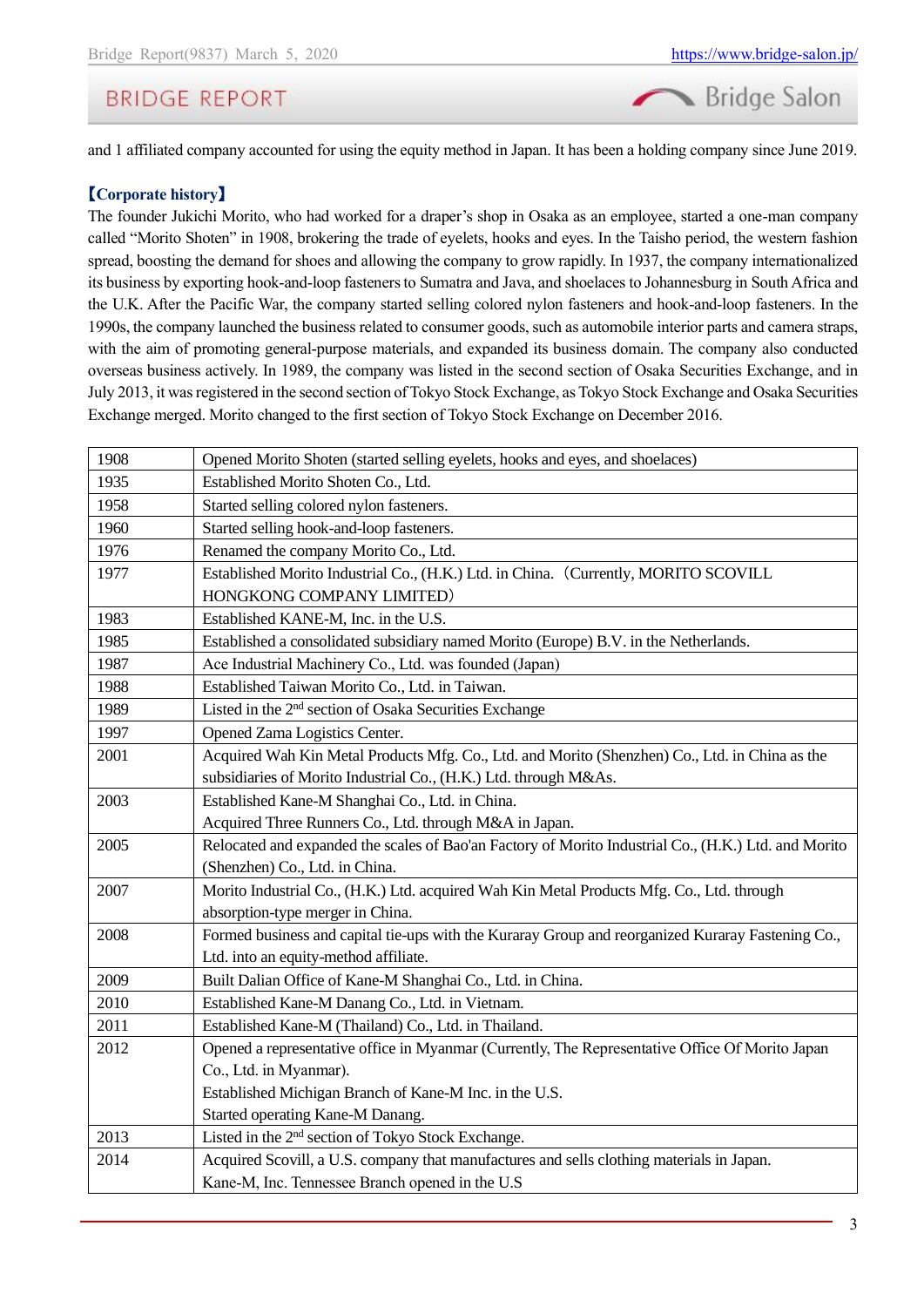and 1 affiliated company accounted for using the equity method in Japan. It has been a holding company since June 2019.

**【Corporate history】**

The founder Jukichi Morito, who had worked for a draper's shop in Osaka as an employee, started a one-man company called "Morito Shoten" in 1908, brokering the trade of eyelets, hooks and eyes. In the Taisho period, the western fashion spread, boosting the demand for shoes and allowing the company to grow rapidly. In 1937, the company internationalized its business by exporting hook-and-loop fasteners to Sumatra and Java, and shoelaces to Johannesburg in South Africa and the U.K. After the Pacific War, the company started selling colored nylon fasteners and hook-and-loop fasteners. In the 1990s, the company launched the business related to consumer goods, such as automobile interior parts and camera straps, with the aim of promoting general-purpose materials, and expanded its business domain. The company also conducted overseas business actively. In 1989, the company was listed in the second section of Osaka Securities Exchange, and in July 2013, it was registered in the second section of Tokyo Stock Exchange, as Tokyo Stock Exchange and Osaka Securities Exchange merged. Morito changed to the first section of Tokyo Stock Exchange on December 2016.

| | |
|---|---|
| 1908 | Opened Morito Shoten (started selling eyelets, hooks and eyes, and shoelaces) |
| 1935 | Established Morito Shoten Co., Ltd. |
| 1958 | Started selling colored nylon fasteners. |
| 1960 | Started selling hook-and-loop fasteners. |
| 1976 | Renamed the company Morito Co., Ltd. |
| 1977 | Established Morito Industrial Co., (H.K.) Ltd. in China.（Currently, MORITO SCOVILL HONGKONG COMPANY LIMITED） |
| 1983 | Established KANE-M, Inc. in the U.S. |
| 1985 | Established a consolidated subsidiary named Morito (Europe) B.V. in the Netherlands. |
| 1987 | Ace Industrial Machinery Co., Ltd. was founded (Japan) |
| 1988 | Established Taiwan Morito Co., Ltd. in Taiwan. |
| 1989 | Listed in the 2nd section of Osaka Securities Exchange |
| 1997 | Opened Zama Logistics Center. |
| 2001 | Acquired Wah Kin Metal Products Mfg. Co., Ltd. and Morito (Shenzhen) Co., Ltd. in China as the subsidiaries of Morito Industrial Co., (H.K.) Ltd. through M&As. |
| 2003 | Established Kane-M Shanghai Co., Ltd. in China.<br>Acquired Three Runners Co., Ltd. through M&A in Japan. |
| 2005 | Relocated and expanded the scales of Bao'an Factory of Morito Industrial Co., (H.K.) Ltd. and Morito (Shenzhen) Co., Ltd. in China. |
| 2007 | Morito Industrial Co., (H.K.) Ltd. acquired Wah Kin Metal Products Mfg. Co., Ltd. through absorption-type merger in China. |
| 2008 | Formed business and capital tie-ups with the Kuraray Group and reorganized Kuraray Fastening Co., Ltd. into an equity-method affiliate. |
| 2009 | Built Dalian Office of Kane-M Shanghai Co., Ltd. in China. |
| 2010 | Established Kane-M Danang Co., Ltd. in Vietnam. |
| 2011 | Established Kane-M (Thailand) Co., Ltd. in Thailand. |
| 2012 | Opened a representative office in Myanmar (Currently, The Representative Office Of Morito Japan Co., Ltd. in Myanmar).<br>Established Michigan Branch of Kane-M Inc. in the U.S.<br>Started operating Kane-M Danang. |
| 2013 | Listed in the 2nd section of Tokyo Stock Exchange. |
| 2014 | Acquired Scovill, a U.S. company that manufactures and sells clothing materials in Japan.<br>Kane-M, Inc. Tennessee Branch opened in the U.S |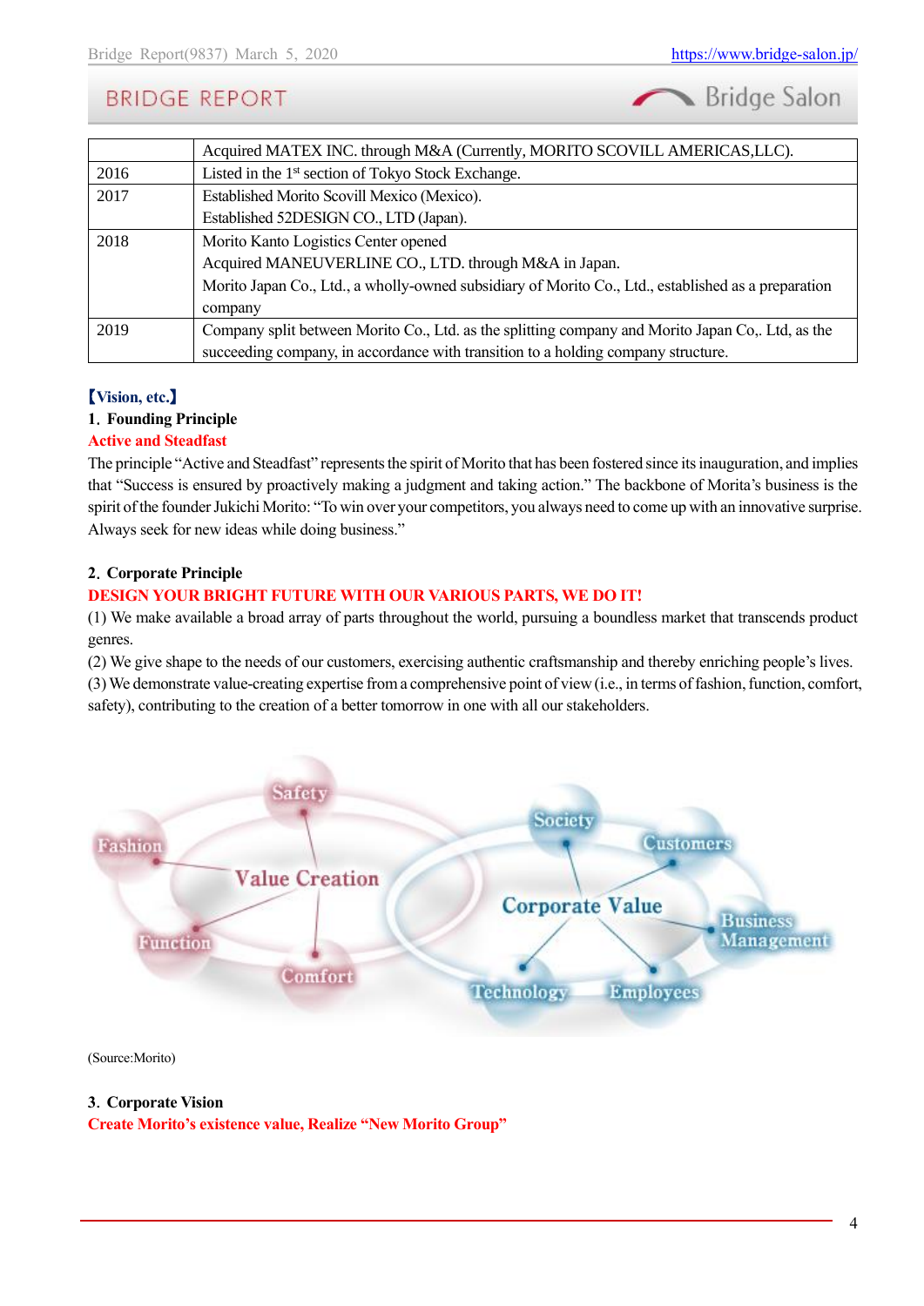| | |
|---|---|
| | Acquired MATEX INC. through M&A (Currently, MORITO SCOVILL AMERICAS,LLC). |
| 2016 | Listed in the 1st section of Tokyo Stock Exchange. |
| 2017 | Established Morito Scovill Mexico (Mexico).<br>Established 52DESIGN CO., LTD (Japan). |
| 2018 | Morito Kanto Logistics Center opened<br>Acquired MANEUVERLINE CO., LTD. through M&A in Japan.<br>Morito Japan Co., Ltd., a wholly-owned subsidiary of Morito Co., Ltd., established as a preparation company |
| 2019 | Company split between Morito Co., Ltd. as the splitting company and Morito Japan Co,. Ltd, as the succeeding company, in accordance with transition to a holding company structure. |

## 【Vision, etc.】

### 1. Founding Principle

**Active and Steadfast**

The principle "Active and Steadfast" represents the spirit of Morito that has been fostered since its inauguration, and implies that "Success is ensured by proactively making a judgment and taking action." The backbone of Morita's business is the spirit of the founder Jukichi Morito: "To win over your competitors, you always need to come up with an innovative surprise. Always seek for new ideas while doing business."

### 2. Corporate Principle

**DESIGN YOUR BRIGHT FUTURE WITH OUR VARIOUS PARTS, WE DO IT!**

(1) We make available a broad array of parts throughout the world, pursuing a boundless market that transcends product genres.
(2) We give shape to the needs of our customers, exercising authentic craftsmanship and thereby enriching people's lives.
(3) We demonstrate value-creating expertise from a comprehensive point of view (i.e., in terms of fashion, function, comfort, safety), contributing to the creation of a better tomorrow in one with all our stakeholders.

Safety, Fashion, Value Creation, Function, Comfort, Society, Customers, Corporate Value, Business Management, Technology, Employees

(Source:Morito)

### 3. Corporate Vision

**Create Morito's existence value, Realize "New Morito Group"**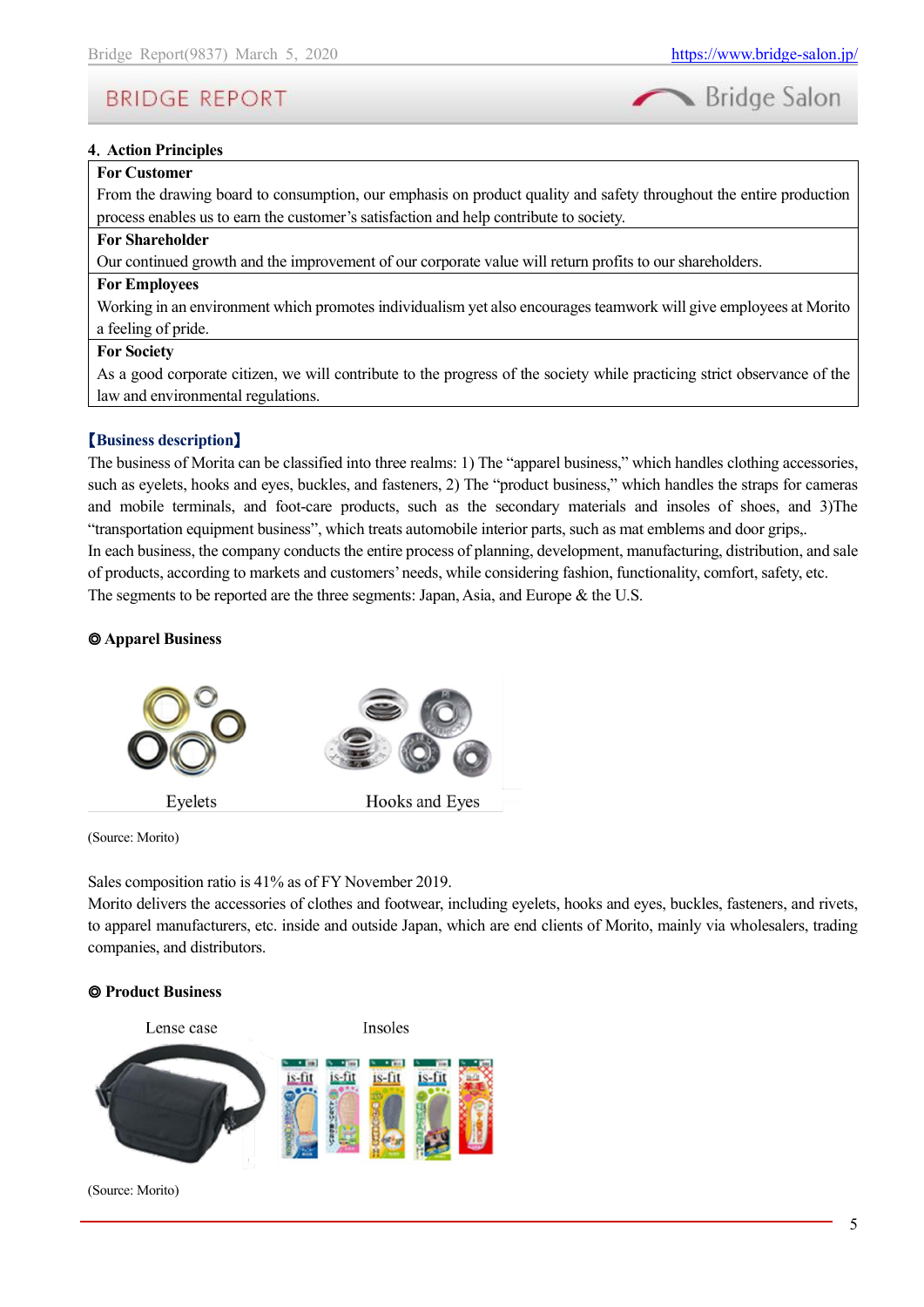## 4. Action Principles

| **For Customer** |
| --- |
| From the drawing board to consumption, our emphasis on product quality and safety throughout the entire production process enables us to earn the customer's satisfaction and help contribute to society. |
| **For Shareholder** |
| Our continued growth and the improvement of our corporate value will return profits to our shareholders. |
| **For Employees** |
| Working in an environment which promotes individualism yet also encourages teamwork will give employees at Morito a feeling of pride. |
| **For Society** |
| As a good corporate citizen, we will contribute to the progress of the society while practicing strict observance of the law and environmental regulations. |

### 【Business description】

The business of Morita can be classified into three realms: 1) The "apparel business," which handles clothing accessories, such as eyelets, hooks and eyes, buckles, and fasteners, 2) The "product business," which handles the straps for cameras and mobile terminals, and foot-care products, such as the secondary materials and insoles of shoes, and 3)The "transportation equipment business", which treats automobile interior parts, such as mat emblems and door grips,.

In each business, the company conducts the entire process of planning, development, manufacturing, distribution, and sale of products, according to markets and customers' needs, while considering fashion, functionality, comfort, safety, etc.

The segments to be reported are the three segments: Japan, Asia, and Europe & the U.S.

**◎ Apparel Business**

Eyelets　　Hooks and Eyes

(Source: Morito)

Sales composition ratio is 41% as of FY November 2019.

Morito delivers the accessories of clothes and footwear, including eyelets, hooks and eyes, buckles, fasteners, and rivets, to apparel manufacturers, etc. inside and outside Japan, which are end clients of Morito, mainly via wholesalers, trading companies, and distributors.

**◎ Product Business**

Lense case　　Insoles

(Source: Morito)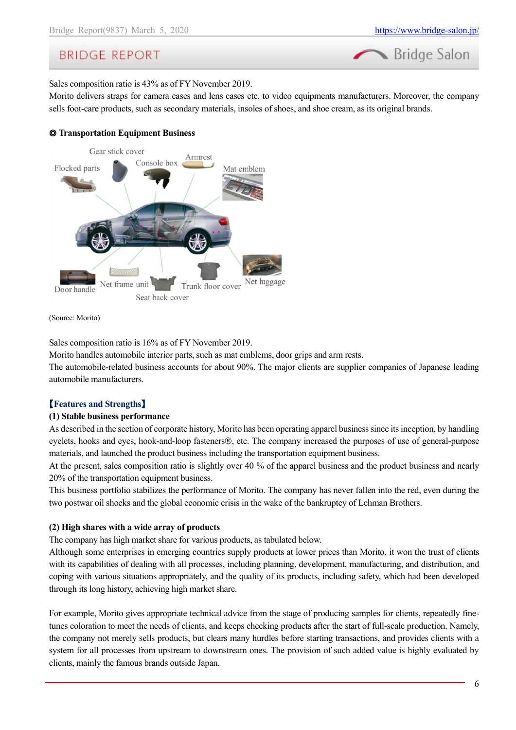Sales composition ratio is 43% as of FY November 2019.
Morito delivers straps for camera cases and lens cases etc. to video equipments manufacturers. Moreover, the company sells foot-care products, such as secondary materials, insoles of shoes, and shoe cream, as its original brands.

**◎ Transportation Equipment Business**

(Source: Morito)

Sales composition ratio is 16% as of FY November 2019.
Morito handles automobile interior parts, such as mat emblems, door grips and arm rests.
The automobile-related business accounts for about 90%. The major clients are supplier companies of Japanese leading automobile manufacturers.

**【Features and Strengths】**

**(1) Stable business performance**

As described in the section of corporate history, Morito has been operating apparel business since its inception, by handling eyelets, hooks and eyes, hook-and-loop fasteners®, etc. The company increased the purposes of use of general-purpose materials, and launched the product business including the transportation equipment business.
At the present, sales composition ratio is slightly over 40 % of the apparel business and the product business and nearly 20% of the transportation equipment business.
This business portfolio stabilizes the performance of Morito. The company has never fallen into the red, even during the two postwar oil shocks and the global economic crisis in the wake of the bankruptcy of Lehman Brothers.

**(2) High shares with a wide array of products**

The company has high market share for various products, as tabulated below.
Although some enterprises in emerging countries supply products at lower prices than Morito, it won the trust of clients with its capabilities of dealing with all processes, including planning, development, manufacturing, and distribution, and coping with various situations appropriately, and the quality of its products, including safety, which had been developed through its long history, achieving high market share.

For example, Morito gives appropriate technical advice from the stage of producing samples for clients, repeatedly fine-tunes coloration to meet the needs of clients, and keeps checking products after the start of full-scale production. Namely, the company not merely sells products, but clears many hurdles before starting transactions, and provides clients with a system for all processes from upstream to downstream ones. The provision of such added value is highly evaluated by clients, mainly the famous brands outside Japan.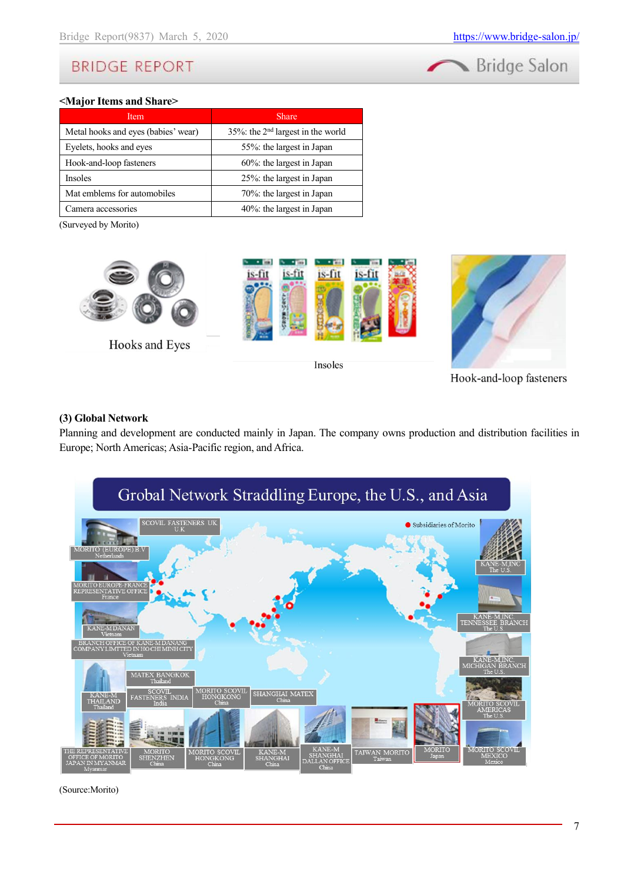**<Major Items and Share>**

| Item | Share |
|---|---|
| Metal hooks and eyes (babies' wear) | 35%: the 2nd largest in the world |
| Eyelets, hooks and eyes | 55%: the largest in Japan |
| Hook-and-loop fasteners | 60%: the largest in Japan |
| Insoles | 25%: the largest in Japan |
| Mat emblems for automobiles | 70%: the largest in Japan |
| Camera accessories | 40%: the largest in Japan |

(Surveyed by Morito)

Hooks and Eyes

Insoles

Hook-and-loop fasteners

**(3) Global Network**

Planning and development are conducted mainly in Japan. The company owns production and distribution facilities in Europe; North Americas; Asia-Pacific region, and Africa.

Grobal Network Straddling Europe, the U.S., and Asia

(Source:Morito)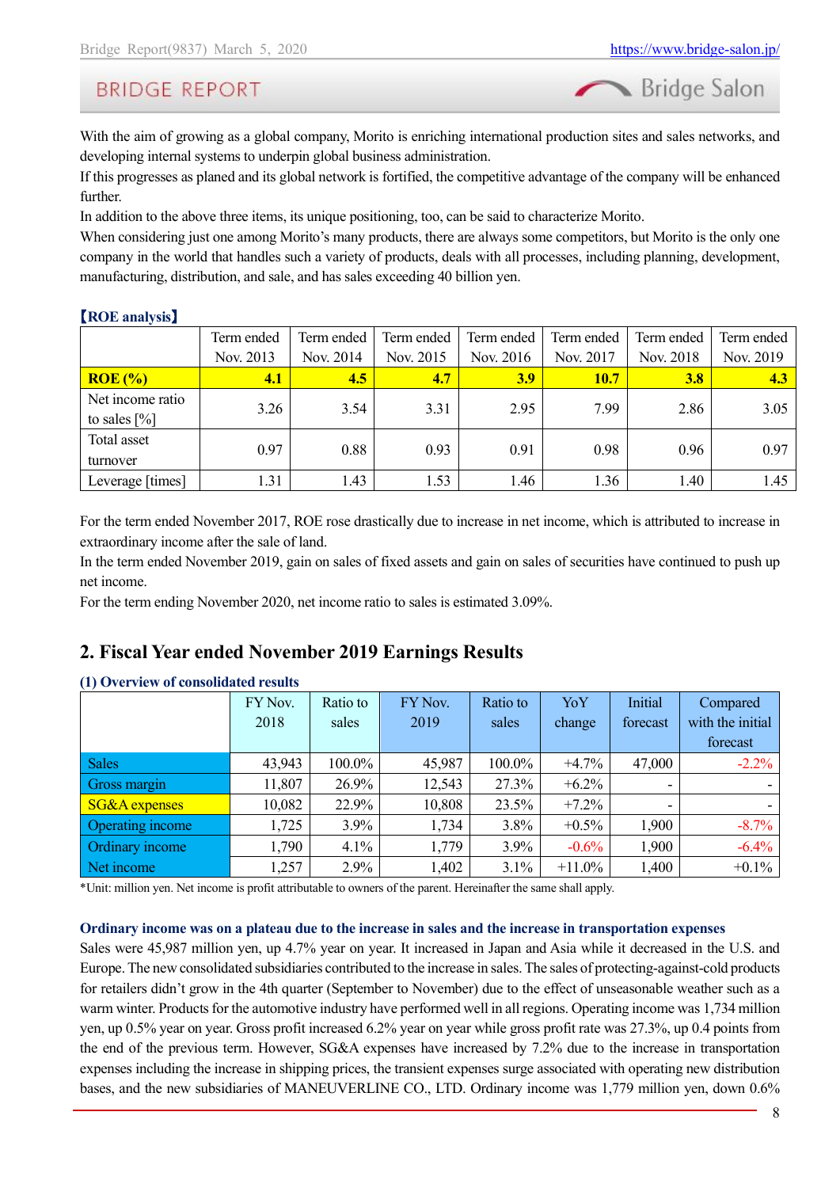With the aim of growing as a global company, Morito is enriching international production sites and sales networks, and developing internal systems to underpin global business administration.
If this progresses as planed and its global network is fortified, the competitive advantage of the company will be enhanced further.
In addition to the above three items, its unique positioning, too, can be said to characterize Morito.
When considering just one among Morito's many products, there are always some competitors, but Morito is the only one company in the world that handles such a variety of products, deals with all processes, including planning, development, manufacturing, distribution, and sale, and has sales exceeding 40 billion yen.

**【ROE analysis】**

| | Term ended Nov. 2013 | Term ended Nov. 2014 | Term ended Nov. 2015 | Term ended Nov. 2016 | Term ended Nov. 2017 | Term ended Nov. 2018 | Term ended Nov. 2019 |
|---|---|---|---|---|---|---|---|
| **ROE (%)** | **4.1** | **4.5** | **4.7** | **3.9** | **10.7** | **3.8** | **4.3** |
| Net income ratio to sales [%] | 3.26 | 3.54 | 3.31 | 2.95 | 7.99 | 2.86 | 3.05 |
| Total asset turnover | 0.97 | 0.88 | 0.93 | 0.91 | 0.98 | 0.96 | 0.97 |
| Leverage [times] | 1.31 | 1.43 | 1.53 | 1.46 | 1.36 | 1.40 | 1.45 |

For the term ended November 2017, ROE rose drastically due to increase in net income, which is attributed to increase in extraordinary income after the sale of land.
In the term ended November 2019, gain on sales of fixed assets and gain on sales of securities have continued to push up net income.
For the term ending November 2020, net income ratio to sales is estimated 3.09%.

## 2. Fiscal Year ended November 2019 Earnings Results

### (1) Overview of consolidated results

| | FY Nov. 2018 | Ratio to sales | FY Nov. 2019 | Ratio to sales | YoY change | Initial forecast | Compared with the initial forecast |
|---|---|---|---|---|---|---|---|
| Sales | 43,943 | 100.0% | 45,987 | 100.0% | +4.7% | 47,000 | -2.2% |
| Gross margin | 11,807 | 26.9% | 12,543 | 27.3% | +6.2% | - | - |
| SG&A expenses | 10,082 | 22.9% | 10,808 | 23.5% | +7.2% | - | - |
| Operating income | 1,725 | 3.9% | 1,734 | 3.8% | +0.5% | 1,900 | -8.7% |
| Ordinary income | 1,790 | 4.1% | 1,779 | 3.9% | -0.6% | 1,900 | -6.4% |
| Net income | 1,257 | 2.9% | 1,402 | 3.1% | +11.0% | 1,400 | +0.1% |

*Unit: million yen. Net income is profit attributable to owners of the parent. Hereinafter the same shall apply.

**Ordinary income was on a plateau due to the increase in sales and the increase in transportation expenses**

Sales were 45,987 million yen, up 4.7% year on year. It increased in Japan and Asia while it decreased in the U.S. and Europe. The new consolidated subsidiaries contributed to the increase in sales. The sales of protecting-against-cold products for retailers didn't grow in the 4th quarter (September to November) due to the effect of unseasonable weather such as a warm winter. Products for the automotive industry have performed well in all regions. Operating income was 1,734 million yen, up 0.5% year on year. Gross profit increased 6.2% year on year while gross profit rate was 27.3%, up 0.4 points from the end of the previous term. However, SG&A expenses have increased by 7.2% due to the increase in transportation expenses including the increase in shipping prices, the transient expenses surge associated with operating new distribution bases, and the new subsidiaries of MANEUVERLINE CO., LTD. Ordinary income was 1,779 million yen, down 0.6%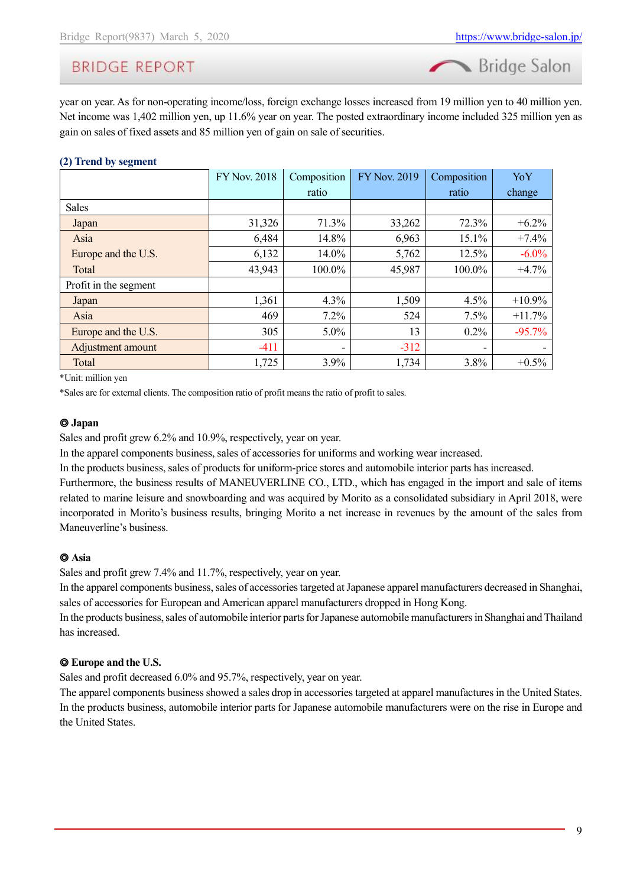year on year. As for non-operating income/loss, foreign exchange losses increased from 19 million yen to 40 million yen. Net income was 1,402 million yen, up 11.6% year on year. The posted extraordinary income included 325 million yen as gain on sales of fixed assets and 85 million yen of gain on sale of securities.

### (2) Trend by segment

| | FY Nov. 2018 | Composition ratio | FY Nov. 2019 | Composition ratio | YoY change |
|---|---|---|---|---|---|
| Sales | | | | | |
| Japan | 31,326 | 71.3% | 33,262 | 72.3% | +6.2% |
| Asia | 6,484 | 14.8% | 6,963 | 15.1% | +7.4% |
| Europe and the U.S. | 6,132 | 14.0% | 5,762 | 12.5% | -6.0% |
| Total | 43,943 | 100.0% | 45,987 | 100.0% | +4.7% |
| Profit in the segment | | | | | |
| Japan | 1,361 | 4.3% | 1,509 | 4.5% | +10.9% |
| Asia | 469 | 7.2% | 524 | 7.5% | +11.7% |
| Europe and the U.S. | 305 | 5.0% | 13 | 0.2% | -95.7% |
| Adjustment amount | -411 | - | -312 | - | - |
| Total | 1,725 | 3.9% | 1,734 | 3.8% | +0.5% |

*Unit: million yen

*Sales are for external clients. The composition ratio of profit means the ratio of profit to sales.

**◎ Japan**

Sales and profit grew 6.2% and 10.9%, respectively, year on year.

In the apparel components business, sales of accessories for uniforms and working wear increased.

In the products business, sales of products for uniform-price stores and automobile interior parts has increased.

Furthermore, the business results of MANEUVERLINE CO., LTD., which has engaged in the import and sale of items related to marine leisure and snowboarding and was acquired by Morito as a consolidated subsidiary in April 2018, were incorporated in Morito's business results, bringing Morito a net increase in revenues by the amount of the sales from Maneuverline's business.

**◎ Asia**

Sales and profit grew 7.4% and 11.7%, respectively, year on year.

In the apparel components business, sales of accessories targeted at Japanese apparel manufacturers decreased in Shanghai, sales of accessories for European and American apparel manufacturers dropped in Hong Kong.

In the products business, sales of automobile interior parts for Japanese automobile manufacturers in Shanghai and Thailand has increased.

**◎ Europe and the U.S.**

Sales and profit decreased 6.0% and 95.7%, respectively, year on year.

The apparel components business showed a sales drop in accessories targeted at apparel manufactures in the United States.

In the products business, automobile interior parts for Japanese automobile manufacturers were on the rise in Europe and the United States.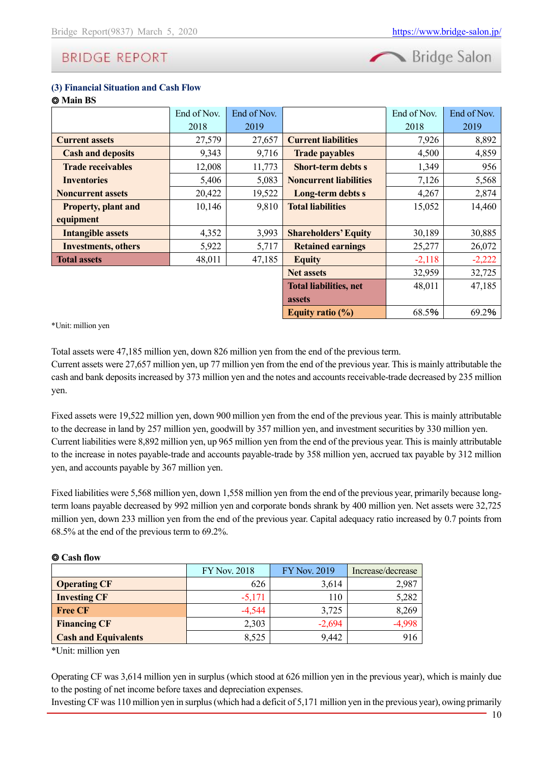### (3) Financial Situation and Cash Flow

◎ Main BS

| | End of Nov. 2018 | End of Nov. 2019 | | End of Nov. 2018 | End of Nov. 2019 |
|---|---|---|---|---|---|
| **Current assets** | 27,579 | 27,657 | **Current liabilities** | 7,926 | 8,892 |
| **Cash and deposits** | 9,343 | 9,716 | **Trade payables** | 4,500 | 4,859 |
| **Trade receivables** | 12,008 | 11,773 | **Short-term debts s** | 1,349 | 956 |
| **Inventories** | 5,406 | 5,083 | **Noncurrent liabilities** | 7,126 | 5,568 |
| **Noncurrent assets** | 20,422 | 19,522 | **Long-term debts s** | 4,267 | 2,874 |
| **Property, plant and equipment** | 10,146 | 9,810 | **Total liabilities** | 15,052 | 14,460 |
| **Intangible assets** | 4,352 | 3,993 | **Shareholders' Equity** | 30,189 | 30,885 |
| **Investments, others** | 5,922 | 5,717 | **Retained earnings** | 25,277 | 26,072 |
| **Total assets** | 48,011 | 47,185 | **Equity** | -2,118 | -2,222 |
| | | | **Net assets** | 32,959 | 32,725 |
| | | | **Total liabilities, net assets** | 48,011 | 47,185 |
| | | | **Equity ratio (%)** | 68.5% | 69.2% |

*Unit: million yen

Total assets were 47,185 million yen, down 826 million yen from the end of the previous term.
Current assets were 27,657 million yen, up 77 million yen from the end of the previous year. This is mainly attributable the cash and bank deposits increased by 373 million yen and the notes and accounts receivable-trade decreased by 235 million yen.

Fixed assets were 19,522 million yen, down 900 million yen from the end of the previous year. This is mainly attributable to the decrease in land by 257 million yen, goodwill by 357 million yen, and investment securities by 330 million yen.
Current liabilities were 8,892 million yen, up 965 million yen from the end of the previous year. This is mainly attributable to the increase in notes payable-trade and accounts payable-trade by 358 million yen, accrued tax payable by 312 million yen, and accounts payable by 367 million yen.

Fixed liabilities were 5,568 million yen, down 1,558 million yen from the end of the previous year, primarily because long-term loans payable decreased by 992 million yen and corporate bonds shrank by 400 million yen. Net assets were 32,725 million yen, down 233 million yen from the end of the previous year. Capital adequacy ratio increased by 0.7 points from 68.5% at the end of the previous term to 69.2%.

◎ Cash flow

| | FY Nov. 2018 | FY Nov. 2019 | Increase/decrease |
|---|---|---|---|
| **Operating CF** | 626 | 3,614 | 2,987 |
| **Investing CF** | -5,171 | 110 | 5,282 |
| **Free CF** | -4,544 | 3,725 | 8,269 |
| **Financing CF** | 2,303 | -2,694 | -4,998 |
| **Cash and Equivalents** | 8,525 | 9,442 | 916 |

*Unit: million yen

Operating CF was 3,614 million yen in surplus (which stood at 626 million yen in the previous year), which is mainly due to the posting of net income before taxes and depreciation expenses.
Investing CF was 110 million yen in surplus (which had a deficit of 5,171 million yen in the previous year), owing primarily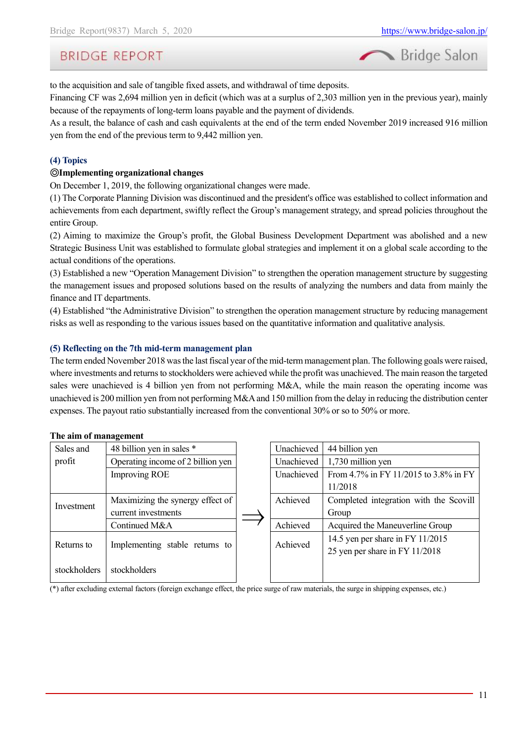to the acquisition and sale of tangible fixed assets, and withdrawal of time deposits.
Financing CF was 2,694 million yen in deficit (which was at a surplus of 2,303 million yen in the previous year), mainly because of the repayments of long-term loans payable and the payment of dividends.
As a result, the balance of cash and cash equivalents at the end of the term ended November 2019 increased 916 million yen from the end of the previous term to 9,442 million yen.

### (4) Topics

**◎Implementing organizational changes**

On December 1, 2019, the following organizational changes were made.
(1) The Corporate Planning Division was discontinued and the president's office was established to collect information and achievements from each department, swiftly reflect the Group's management strategy, and spread policies throughout the entire Group.
(2) Aiming to maximize the Group's profit, the Global Business Development Department was abolished and a new Strategic Business Unit was established to formulate global strategies and implement it on a global scale according to the actual conditions of the operations.
(3) Established a new "Operation Management Division" to strengthen the operation management structure by suggesting the management issues and proposed solutions based on the results of analyzing the numbers and data from mainly the finance and IT departments.
(4) Established "the Administrative Division" to strengthen the operation management structure by reducing management risks as well as responding to the various issues based on the quantitative information and qualitative analysis.

### (5) Reflecting on the 7th mid-term management plan

The term ended November 2018 was the last fiscal year of the mid-term management plan. The following goals were raised, where investments and returns to stockholders were achieved while the profit was unachieved. The main reason the targeted sales were unachieved is 4 billion yen from not performing M&A, while the main reason the operating income was unachieved is 200 million yen from not performing M&A and 150 million from the delay in reducing the distribution center expenses. The payout ratio substantially increased from the conventional 30% or so to 50% or more.

**The aim of management**

| | | ⇒ | | |
|---|---|---|---|---|
| Sales and profit | 48 billion yen in sales * | | Unachieved | 44 billion yen |
| | Operating income of 2 billion yen | | Unachieved | 1,730 million yen |
| | Improving ROE | | Unachieved | From 4.7% in FY 11/2015 to 3.8% in FY 11/2018 |
| Investment | Maximizing the synergy effect of current investments | | Achieved | Completed integration with the Scovill Group |
| | Continued M&A | | Achieved | Acquired the Maneuverline Group |
| Returns to stockholders | Implementing stable returns to stockholders | | Achieved | 14.5 yen per share in FY 11/2015<br>25 yen per share in FY 11/2018 |

(*) after excluding external factors (foreign exchange effect, the price surge of raw materials, the surge in shipping expenses, etc.)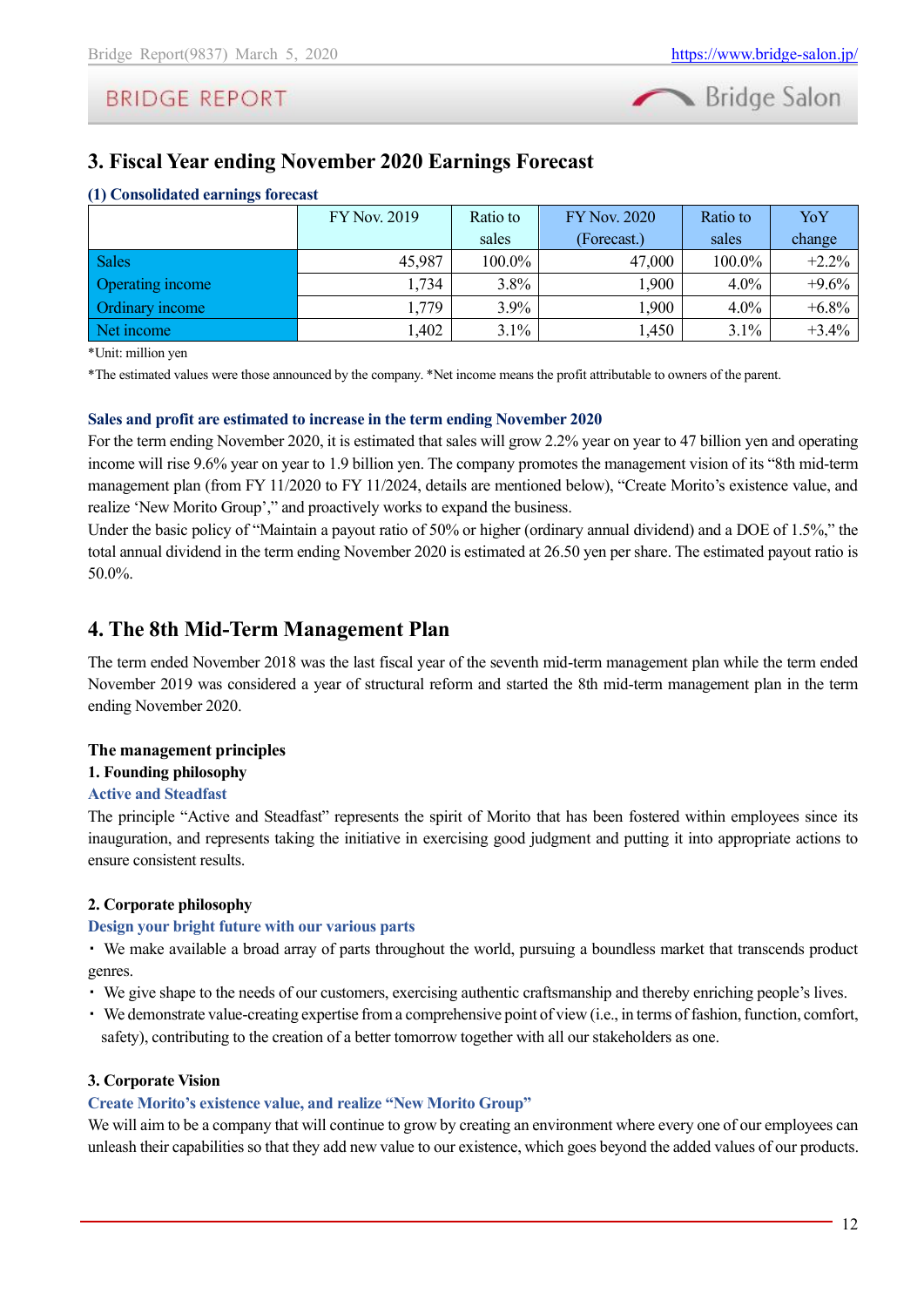## 3. Fiscal Year ending November 2020 Earnings Forecast

### (1) Consolidated earnings forecast

| | FY Nov. 2019 | Ratio to sales | FY Nov. 2020 (Forecast.) | Ratio to sales | YoY change |
|---|---|---|---|---|---|
| Sales | 45,987 | 100.0% | 47,000 | 100.0% | +2.2% |
| Operating income | 1,734 | 3.8% | 1,900 | 4.0% | +9.6% |
| Ordinary income | 1,779 | 3.9% | 1,900 | 4.0% | +6.8% |
| Net income | 1,402 | 3.1% | 1,450 | 3.1% | +3.4% |

*Unit: million yen

*The estimated values were those announced by the company. *Net income means the profit attributable to owners of the parent.

**Sales and profit are estimated to increase in the term ending November 2020**

For the term ending November 2020, it is estimated that sales will grow 2.2% year on year to 47 billion yen and operating income will rise 9.6% year on year to 1.9 billion yen. The company promotes the management vision of its "8th mid-term management plan (from FY 11/2020 to FY 11/2024, details are mentioned below), "Create Morito's existence value, and realize 'New Morito Group'," and proactively works to expand the business.

Under the basic policy of "Maintain a payout ratio of 50% or higher (ordinary annual dividend) and a DOE of 1.5%," the total annual dividend in the term ending November 2020 is estimated at 26.50 yen per share. The estimated payout ratio is 50.0%.

## 4. The 8th Mid-Term Management Plan

The term ended November 2018 was the last fiscal year of the seventh mid-term management plan while the term ended November 2019 was considered a year of structural reform and started the 8th mid-term management plan in the term ending November 2020.

**The management principles**

**1. Founding philosophy**

**Active and Steadfast**

The principle "Active and Steadfast" represents the spirit of Morito that has been fostered within employees since its inauguration, and represents taking the initiative in exercising good judgment and putting it into appropriate actions to ensure consistent results.

**2. Corporate philosophy**

**Design your bright future with our various parts**

・ We make available a broad array of parts throughout the world, pursuing a boundless market that transcends product genres.

・ We give shape to the needs of our customers, exercising authentic craftsmanship and thereby enriching people's lives.

・ We demonstrate value-creating expertise from a comprehensive point of view (i.e., in terms of fashion, function, comfort, safety), contributing to the creation of a better tomorrow together with all our stakeholders as one.

**3. Corporate Vision**

**Create Morito's existence value, and realize "New Morito Group"**

We will aim to be a company that will continue to grow by creating an environment where every one of our employees can unleash their capabilities so that they add new value to our existence, which goes beyond the added values of our products.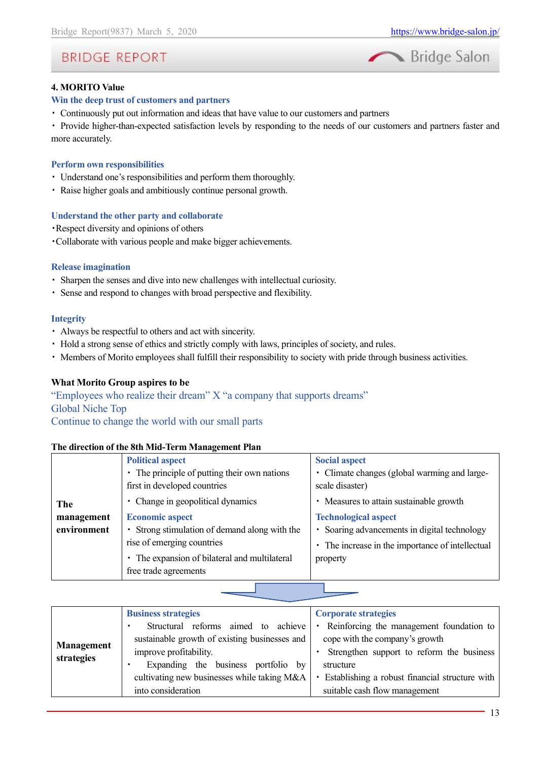### 4. MORITO Value

**Win the deep trust of customers and partners**

・ Continuously put out information and ideas that have value to our customers and partners

・ Provide higher-than-expected satisfaction levels by responding to the needs of our customers and partners faster and more accurately.

**Perform own responsibilities**

・ Understand one's responsibilities and perform them thoroughly.

・ Raise higher goals and ambitiously continue personal growth.

**Understand the other party and collaborate**

・Respect diversity and opinions of others

・Collaborate with various people and make bigger achievements.

**Release imagination**

・ Sharpen the senses and dive into new challenges with intellectual curiosity.

・ Sense and respond to changes with broad perspective and flexibility.

**Integrity**

・ Always be respectful to others and act with sincerity.

・ Hold a strong sense of ethics and strictly comply with laws, principles of society, and rules.

・ Members of Morito employees shall fulfill their responsibility to society with pride through business activities.

**What Morito Group aspires to be**

"Employees who realize their dream" X "a company that supports dreams"

Global Niche Top

Continue to change the world with our small parts

**The direction of the 8th Mid-Term Management Plan**

| | | |
|---|---|---|
| **The management environment** | **Political aspect**<br>・ The principle of putting their own nations first in developed countries<br>・ Change in geopolitical dynamics<br>**Economic aspect**<br>・ Strong stimulation of demand along with the rise of emerging countries<br>・ The expansion of bilateral and multilateral free trade agreements | **Social aspect**<br>・ Climate changes (global warming and large-scale disaster)<br>・ Measures to attain sustainable growth<br>**Technological aspect**<br>・ Soaring advancements in digital technology<br>・ The increase in the importance of intellectual property |

| | | |
|---|---|---|
| **Management strategies** | **Business strategies**<br>・ Structural reforms aimed to achieve sustainable growth of existing businesses and improve profitability.<br>・ Expanding the business portfolio by cultivating new businesses while taking M&A into consideration | **Corporate strategies**<br>・ Reinforcing the management foundation to cope with the company's growth<br>・ Strengthen support to reform the business structure<br>・ Establishing a robust financial structure with suitable cash flow management |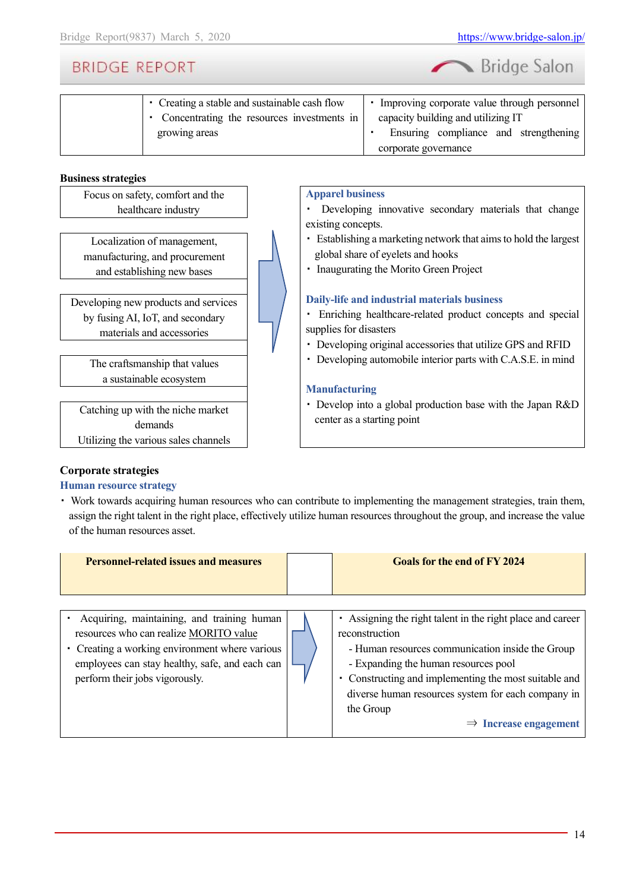| | • Creating a stable and sustainable cash flow<br>• Concentrating the resources investments in growing areas | • Improving corporate value through personnel capacity building and utilizing IT<br>• Ensuring compliance and strengthening corporate governance |
|---|---|---|

**Business strategies**

| Business strategies | | Focus areas |
|---|---|---|
| Focus on safety, comfort and the healthcare industry<br><br>Localization of management, manufacturing, and procurement and establishing new bases<br><br>Developing new products and services by fusing AI, IoT, and secondary materials and accessories<br><br>The craftsmanship that values a sustainable ecosystem<br><br>Catching up with the niche market demands<br>Utilizing the various sales channels | ⇒ | **Apparel business**<br>• Developing innovative secondary materials that change existing concepts.<br>• Establishing a marketing network that aims to hold the largest global share of eyelets and hooks<br>• Inaugurating the Morito Green Project<br><br>**Daily-life and industrial materials business**<br>• Enriching healthcare-related product concepts and special supplies for disasters<br>• Developing original accessories that utilize GPS and RFID<br>• Developing automobile interior parts with C.A.S.E. in mind<br><br>**Manufacturing**<br>• Develop into a global production base with the Japan R&D center as a starting point |

**Corporate strategies**

**Human resource strategy**

- Work towards acquiring human resources who can contribute to implementing the management strategies, train them, assign the right talent in the right place, effectively utilize human resources throughout the group, and increase the value of the human resources asset.

| Personnel-related issues and measures | | Goals for the end of FY 2024 |
|---|---|---|
| • Acquiring, maintaining, and training human resources who can realize MORITO value<br>• Creating a working environment where various employees can stay healthy, safe, and each can perform their jobs vigorously. | ⇒ | • Assigning the right talent in the right place and career reconstruction<br>- Human resources communication inside the Group<br>- Expanding the human resources pool<br>• Constructing and implementing the most suitable and diverse human resources system for each company in the Group<br>⇒ **Increase engagement** |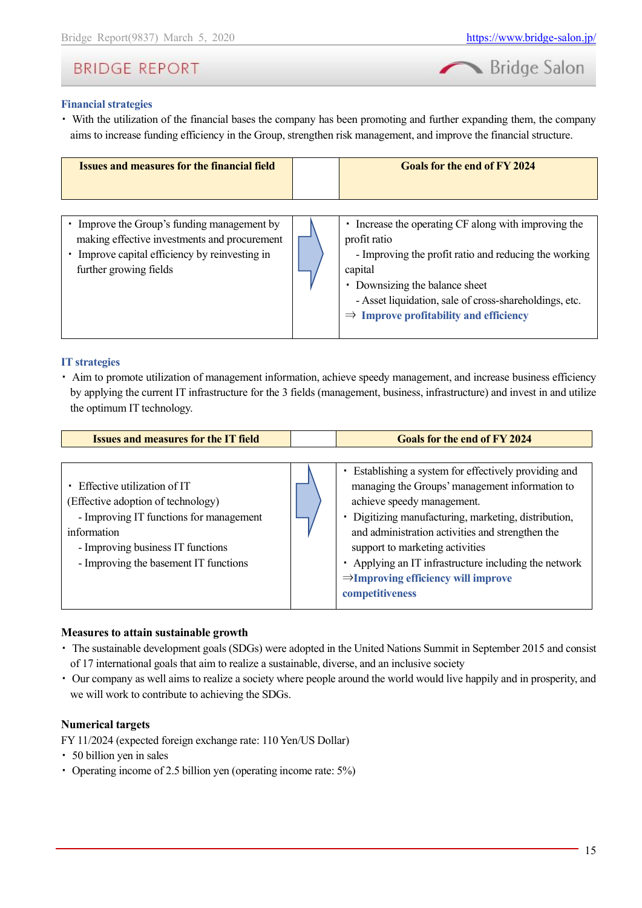**Financial strategies**

・ With the utilization of the financial bases the company has been promoting and further expanding them, the company aims to increase funding efficiency in the Group, strengthen risk management, and improve the financial structure.

| Issues and measures for the financial field | | Goals for the end of FY 2024 |
|---|---|---|
| ・ Improve the Group's funding management by making effective investments and procurement<br>・ Improve capital efficiency by reinvesting in further growing fields | ⇨ | ・ Increase the operating CF along with improving the profit ratio<br>- Improving the profit ratio and reducing the working capital<br>・ Downsizing the balance sheet<br>- Asset liquidation, sale of cross-shareholdings, etc.<br>⇒ **Improve profitability and efficiency** |

**IT strategies**

・ Aim to promote utilization of management information, achieve speedy management, and increase business efficiency by applying the current IT infrastructure for the 3 fields (management, business, infrastructure) and invest in and utilize the optimum IT technology.

| Issues and measures for the IT field | | Goals for the end of FY 2024 |
|---|---|---|
| ・ Effective utilization of IT<br>(Effective adoption of technology)<br>- Improving IT functions for management information<br>- Improving business IT functions<br>- Improving the basement IT functions | ⇨ | ・ Establishing a system for effectively providing and managing the Groups' management information to achieve speedy management.<br>・ Digitizing manufacturing, marketing, distribution, and administration activities and strengthen the support to marketing activities<br>・ Applying an IT infrastructure including the network<br>⇒**Improving efficiency will improve competitiveness** |

**Measures to attain sustainable growth**

・ The sustainable development goals (SDGs) were adopted in the United Nations Summit in September 2015 and consist of 17 international goals that aim to realize a sustainable, diverse, and an inclusive society

・ Our company as well aims to realize a society where people around the world would live happily and in prosperity, and we will work to contribute to achieving the SDGs.

**Numerical targets**

FY 11/2024 (expected foreign exchange rate: 110 Yen/US Dollar)

・ 50 billion yen in sales

・ Operating income of 2.5 billion yen (operating income rate: 5%)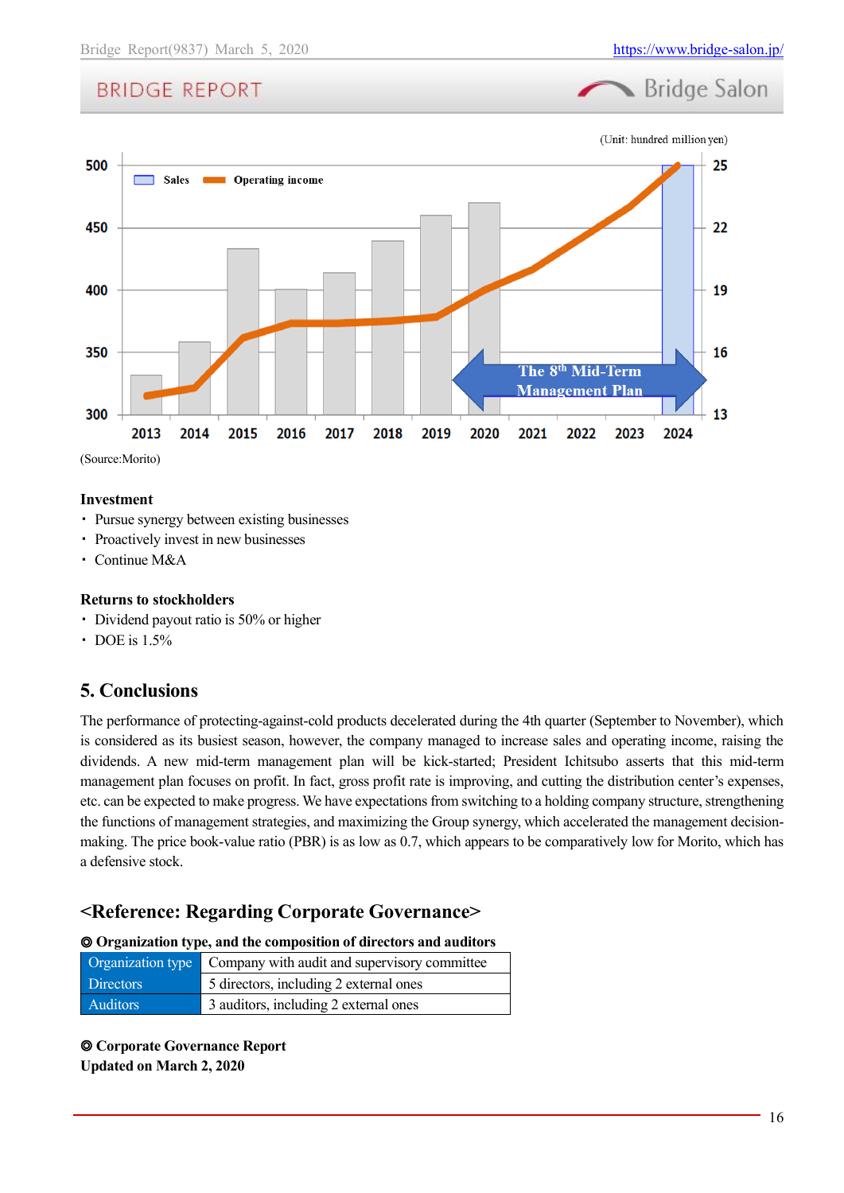(Unit: hundred million yen)

(Source:Morito)

**Investment**

- Pursue synergy between existing businesses
- Proactively invest in new businesses
- Continue M&A

**Returns to stockholders**

- Dividend payout ratio is 50% or higher
- DOE is 1.5%

## 5. Conclusions

The performance of protecting-against-cold products decelerated during the 4th quarter (September to November), which is considered as its busiest season, however, the company managed to increase sales and operating income, raising the dividends. A new mid-term management plan will be kick-started; President Ichitsubo asserts that this mid-term management plan focuses on profit. In fact, gross profit rate is improving, and cutting the distribution center's expenses, etc. can be expected to make progress. We have expectations from switching to a holding company structure, strengthening the functions of management strategies, and maximizing the Group synergy, which accelerated the management decision-making. The price book-value ratio (PBR) is as low as 0.7, which appears to be comparatively low for Morito, which has a defensive stock.

## <Reference: Regarding Corporate Governance>

**◎ Organization type, and the composition of directors and auditors**

| Organization type | Company with audit and supervisory committee |
|---|---|
| Directors | 5 directors, including 2 external ones |
| Auditors | 3 auditors, including 2 external ones |

**◎ Corporate Governance Report**
**Updated on March 2, 2020**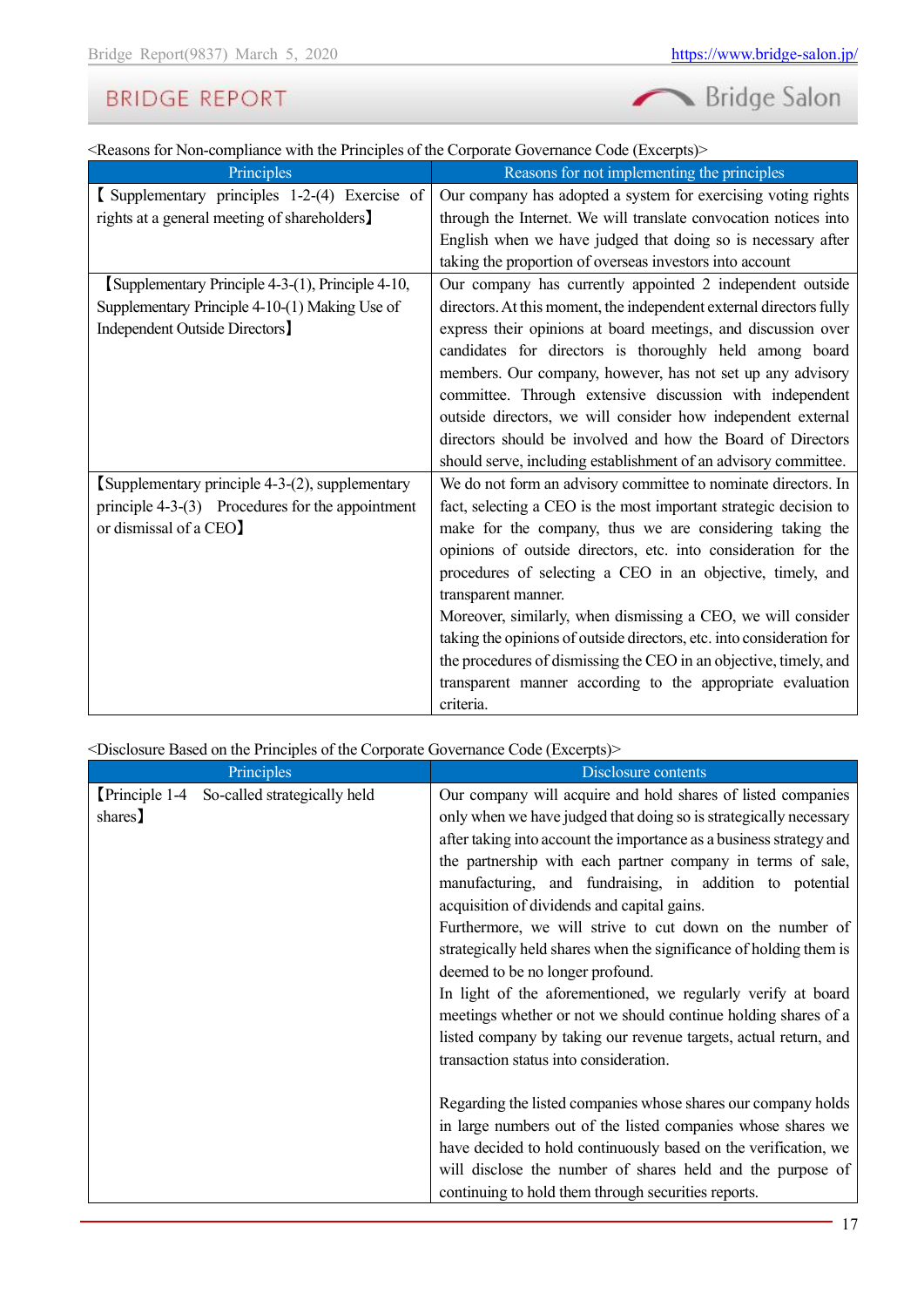<Reasons for Non-compliance with the Principles of the Corporate Governance Code (Excerpts)>

| Principles | Reasons for not implementing the principles |
|---|---|
| 【Supplementary principles 1-2-(4) Exercise of rights at a general meeting of shareholders】 | Our company has adopted a system for exercising voting rights through the Internet. We will translate convocation notices into English when we have judged that doing so is necessary after taking the proportion of overseas investors into account |
| 【Supplementary Principle 4-3-(1), Principle 4-10, Supplementary Principle 4-10-(1) Making Use of Independent Outside Directors】 | Our company has currently appointed 2 independent outside directors. At this moment, the independent external directors fully express their opinions at board meetings, and discussion over candidates for directors is thoroughly held among board members. Our company, however, has not set up any advisory committee. Through extensive discussion with independent outside directors, we will consider how independent external directors should be involved and how the Board of Directors should serve, including establishment of an advisory committee. |
| 【Supplementary principle 4-3-(2), supplementary principle 4-3-(3) Procedures for the appointment or dismissal of a CEO】 | We do not form an advisory committee to nominate directors. In fact, selecting a CEO is the most important strategic decision to make for the company, thus we are considering taking the opinions of outside directors, etc. into consideration for the procedures of selecting a CEO in an objective, timely, and transparent manner.<br>Moreover, similarly, when dismissing a CEO, we will consider taking the opinions of outside directors, etc. into consideration for the procedures of dismissing the CEO in an objective, timely, and transparent manner according to the appropriate evaluation criteria. |

<Disclosure Based on the Principles of the Corporate Governance Code (Excerpts)>

| Principles | Disclosure contents |
|---|---|
| 【Principle 1-4 So-called strategically held shares】 | Our company will acquire and hold shares of listed companies only when we have judged that doing so is strategically necessary after taking into account the importance as a business strategy and the partnership with each partner company in terms of sale, manufacturing, and fundraising, in addition to potential acquisition of dividends and capital gains.<br>Furthermore, we will strive to cut down on the number of strategically held shares when the significance of holding them is deemed to be no longer profound.<br>In light of the aforementioned, we regularly verify at board meetings whether or not we should continue holding shares of a listed company by taking our revenue targets, actual return, and transaction status into consideration.<br><br>Regarding the listed companies whose shares our company holds in large numbers out of the listed companies whose shares we have decided to hold continuously based on the verification, we will disclose the number of shares held and the purpose of continuing to hold them through securities reports. |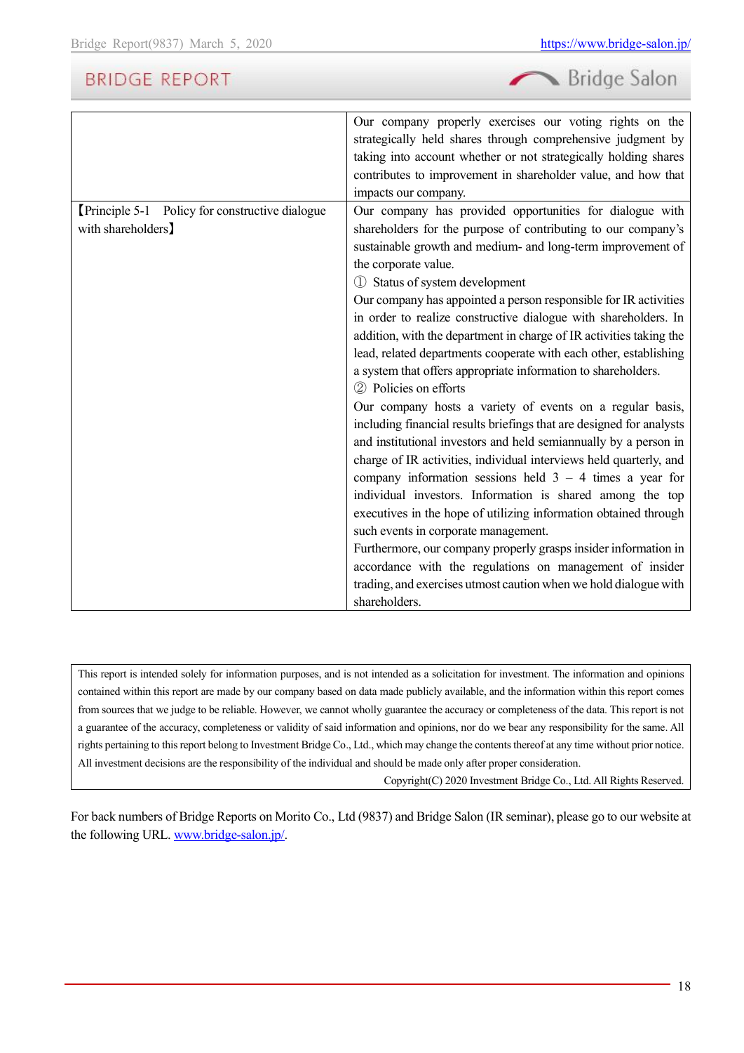| | |
|---|---|
| | Our company properly exercises our voting rights on the strategically held shares through comprehensive judgment by taking into account whether or not strategically holding shares contributes to improvement in shareholder value, and how that impacts our company. |
| 【Principle 5-1　Policy for constructive dialogue with shareholders】 | Our company has provided opportunities for dialogue with shareholders for the purpose of contributing to our company's sustainable growth and medium- and long-term improvement of the corporate value.<br>① Status of system development<br>Our company has appointed a person responsible for IR activities in order to realize constructive dialogue with shareholders. In addition, with the department in charge of IR activities taking the lead, related departments cooperate with each other, establishing a system that offers appropriate information to shareholders.<br>② Policies on efforts<br>Our company hosts a variety of events on a regular basis, including financial results briefings that are designed for analysts and institutional investors and held semiannually by a person in charge of IR activities, individual interviews held quarterly, and company information sessions held 3 – 4 times a year for individual investors. Information is shared among the top executives in the hope of utilizing information obtained through such events in corporate management.<br>Furthermore, our company properly grasps insider information in accordance with the regulations on management of insider trading, and exercises utmost caution when we hold dialogue with shareholders. |

This report is intended solely for information purposes, and is not intended as a solicitation for investment. The information and opinions contained within this report are made by our company based on data made publicly available, and the information within this report comes from sources that we judge to be reliable. However, we cannot wholly guarantee the accuracy or completeness of the data. This report is not a guarantee of the accuracy, completeness or validity of said information and opinions, nor do we bear any responsibility for the same. All rights pertaining to this report belong to Investment Bridge Co., Ltd., which may change the contents thereof at any time without prior notice. All investment decisions are the responsibility of the individual and should be made only after proper consideration.

Copyright(C) 2020 Investment Bridge Co., Ltd. All Rights Reserved.

For back numbers of Bridge Reports on Morito Co., Ltd (9837) and Bridge Salon (IR seminar), please go to our website at the following URL. www.bridge-salon.jp/.